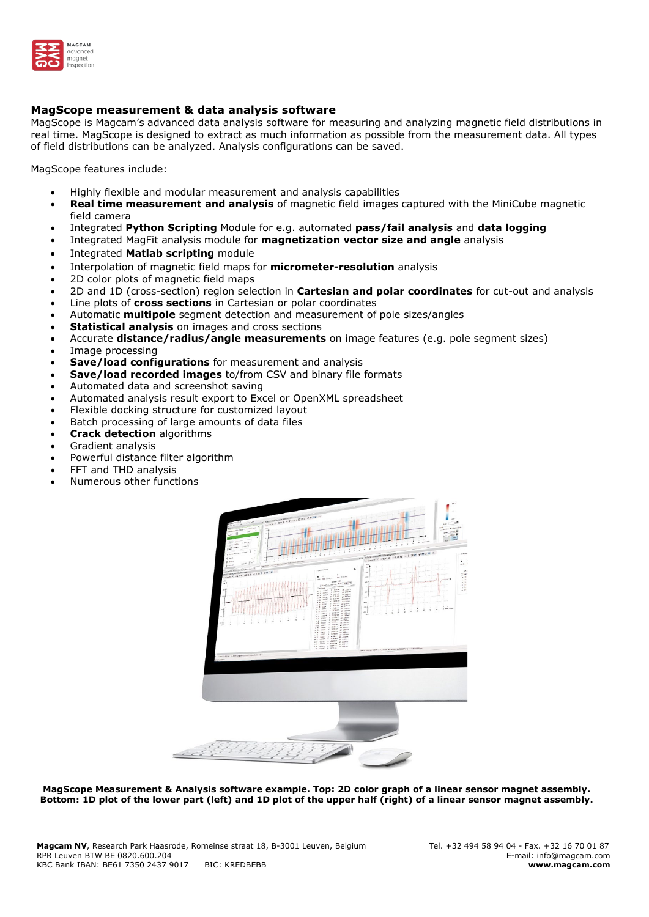## MagScope measurement & data analysis software

MagScope is Magcam's advanced data analysis software for measuring and analyzing magnetic field distributions in real time. MagScope is designed to extract as much information as possible from the measurement data. All types of field distributions can be analyzed. Analysis configurations can be saved.

MagScope features include:

- Highly flexible and modular measurement and analysis capabilities
- **Real time measurement and analysis** of magnetic field images captured with the MiniCube magnetic field camera
- Integrated **Python Scripting** Module for e.g. automated **pass/fail analysis** and **data logging**
- Integrated MagFit analysis module for **magnetization vector size and angle** analysis
- Integrated **Matlab scripting** module
- Interpolation of magnetic field maps for **micrometer-resolution** analysis
- 2D color plots of magnetic field maps
- 2D and 1D (cross-section) region selection in **Cartesian and polar coordinates** for cut-out and analysis
- Line plots of **cross sections** in Cartesian or polar coordinates
- Automatic **multipole** segment detection and measurement of pole sizes/angles
- **Statistical analysis** on images and cross sections
- Accurate **distance/radius/angle measurements** on image features (e.g. pole segment sizes)
- Image processing
- **Save/load configurations** for measurement and analysis
- **Save/load recorded images** to/from CSV and binary file formats
- Automated data and screenshot saving
- Automated analysis result export to Excel or OpenXML spreadsheet
- Flexible docking structure for customized layout
- Batch processing of large amounts of data files
- **Crack detection** algorithms
- Gradient analysis
- Powerful distance filter algorithm
- FFT and THD analysis
- Numerous other functions

**MagScope Measurement & Analysis software example. Top: 2D color graph of a linear sensor magnet assembly. Bottom: 1D plot of the lower part (left) and 1D plot of the upper half (right) of a linear sensor magnet assembly.**

**Magcam NV**, Research Park Haasrode, Romeinse straat 18, B-3001 Leuven, Belgium
RPR Leuven BTW BE 0820.600.204
KBC Bank IBAN: BE61 7350 2437 9017 BIC: KREDBEBB

Tel. +32 494 58 94 04 - Fax. +32 16 70 01 87
E-mail: info@magcam.com
**www.magcam.com**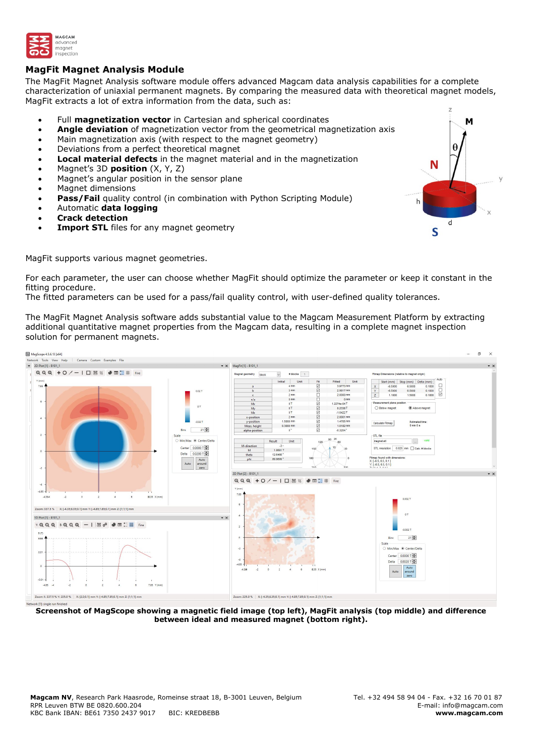## MagFit Magnet Analysis Module

The MagFit Magnet Analysis software module offers advanced Magcam data analysis capabilities for a complete characterization of uniaxial permanent magnets. By comparing the measured data with theoretical magnet models, MagFit extracts a lot of extra information from the data, such as:

- Full **magnetization vector** in Cartesian and spherical coordinates
- **Angle deviation** of magnetization vector from the geometrical magnetization axis
- Main magnetization axis (with respect to the magnet geometry)
- Deviations from a perfect theoretical magnet
- **Local material defects** in the magnet material and in the magnetization
- Magnet's 3D **position** (X, Y, Z)
- Magnet's angular position in the sensor plane
- Magnet dimensions
- **Pass/Fail** quality control (in combination with Python Scripting Module)
- Automatic **data logging**
- **Crack detection**
- **Import STL** files for any magnet geometry

MagFit supports various magnet geometries.

For each parameter, the user can choose whether MagFit should optimize the parameter or keep it constant in the fitting procedure.
The fitted parameters can be used for a pass/fail quality control, with user-defined quality tolerances.

The MagFit Magnet Analysis software adds substantial value to the Magcam Measurement Platform by extracting additional quantitative magnet properties from the Magcam data, resulting in a complete magnet inspection solution for permanent magnets.

**Screenshot of MagScope showing a magnetic field image (top left), MagFit analysis (top middle) and difference between ideal and measured magnet (bottom right).**

**Magcam NV**, Research Park Haasrode, Romeinse straat 18, B-3001 Leuven, Belgium
RPR Leuven BTW BE 0820.600.204
KBC Bank IBAN: BE61 7350 2437 9017 BIC: KREDBEBB

Tel. +32 494 58 94 04 - Fax. +32 16 70 01 87
E-mail: info@magcam.com
**www.magcam.com**